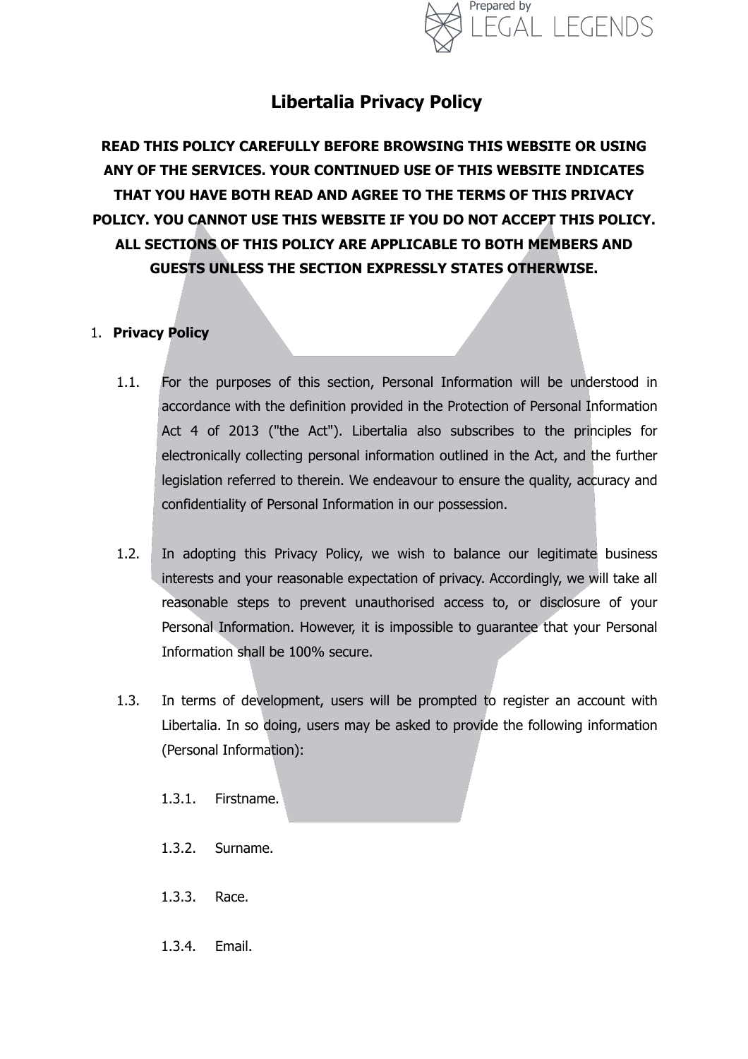# Libertalia Privacy Policy

**READ THIS POLICY CAREFULLY BEFORE BROWSING THIS WEBSITE OR USING ANY OF THE SERVICES. YOUR CONTINUED USE OF THIS WEBSITE INDICATES THAT YOU HAVE BOTH READ AND AGREE TO THE TERMS OF THIS PRIVACY POLICY. YOU CANNOT USE THIS WEBSITE IF YOU DO NOT ACCEPT THIS POLICY. ALL SECTIONS OF THIS POLICY ARE APPLICABLE TO BOTH MEMBERS AND GUESTS UNLESS THE SECTION EXPRESSLY STATES OTHERWISE.**

1. **Privacy Policy**

    1.1. For the purposes of this section, Personal Information will be understood in accordance with the definition provided in the Protection of Personal Information Act 4 of 2013 ("the Act"). Libertalia also subscribes to the principles for electronically collecting personal information outlined in the Act, and the further legislation referred to therein. We endeavour to ensure the quality, accuracy and confidentiality of Personal Information in our possession.

    1.2. In adopting this Privacy Policy, we wish to balance our legitimate business interests and your reasonable expectation of privacy. Accordingly, we will take all reasonable steps to prevent unauthorised access to, or disclosure of your Personal Information. However, it is impossible to guarantee that your Personal Information shall be 100% secure.

    1.3. In terms of development, users will be prompted to register an account with Libertalia. In so doing, users may be asked to provide the following information (Personal Information):

        1.3.1. Firstname.

        1.3.2. Surname.

        1.3.3. Race.

        1.3.4. Email.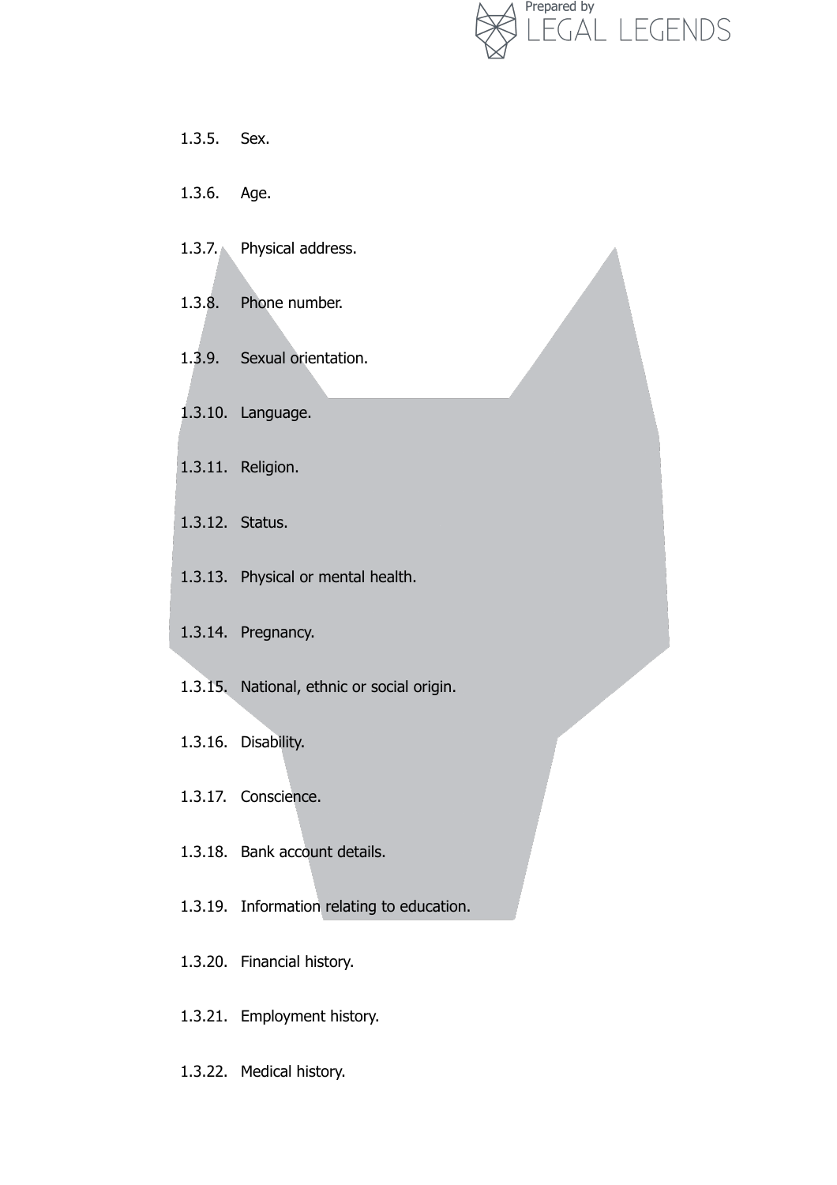1.3.5. Sex.

1.3.6. Age.

1.3.7. Physical address.

1.3.8. Phone number.

1.3.9. Sexual orientation.

1.3.10. Language.

1.3.11. Religion.

1.3.12. Status.

1.3.13. Physical or mental health.

1.3.14. Pregnancy.

1.3.15. National, ethnic or social origin.

1.3.16. Disability.

1.3.17. Conscience.

1.3.18. Bank account details.

1.3.19. Information relating to education.

1.3.20. Financial history.

1.3.21. Employment history.

1.3.22. Medical history.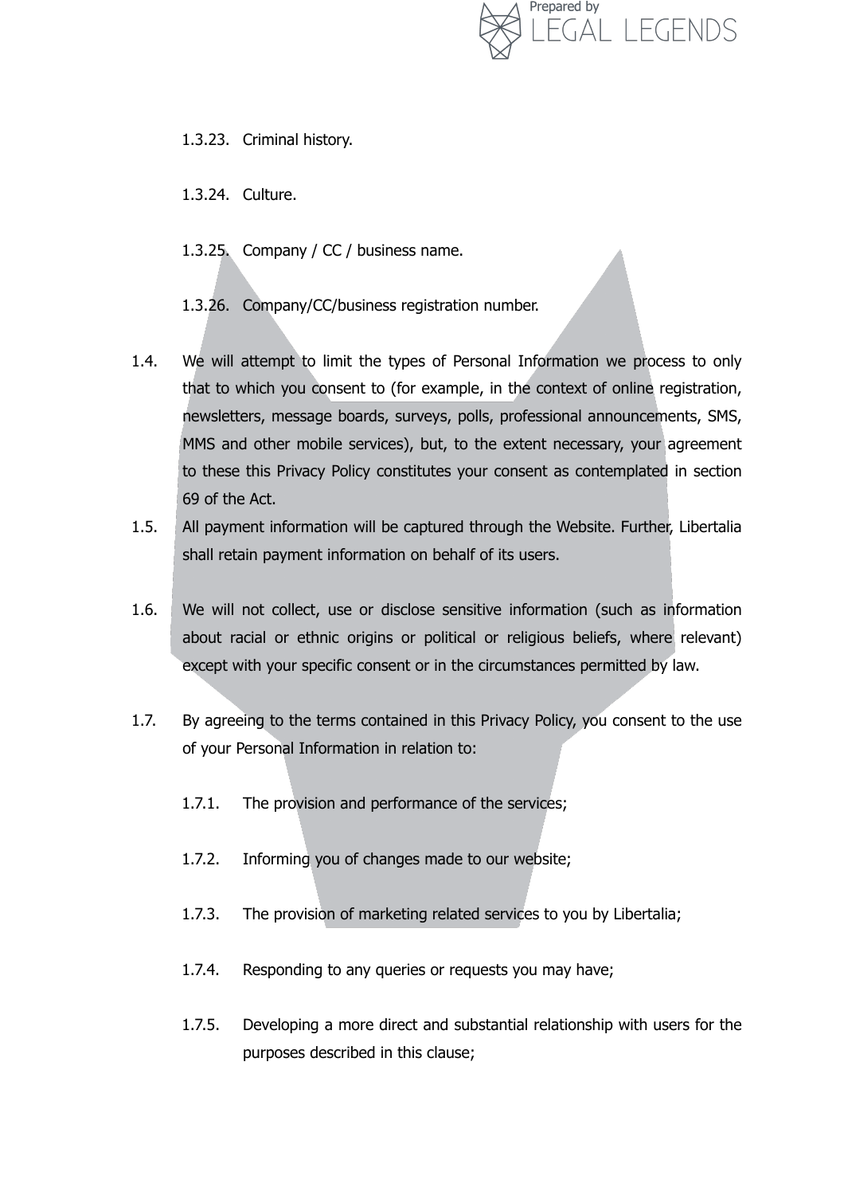1.3.23. Criminal history.

1.3.24. Culture.

1.3.25. Company / CC / business name.

1.3.26. Company/CC/business registration number.

1.4. We will attempt to limit the types of Personal Information we process to only that to which you consent to (for example, in the context of online registration, newsletters, message boards, surveys, polls, professional announcements, SMS, MMS and other mobile services), but, to the extent necessary, your agreement to these this Privacy Policy constitutes your consent as contemplated in section 69 of the Act.

1.5. All payment information will be captured through the Website. Further, Libertalia shall retain payment information on behalf of its users.

1.6. We will not collect, use or disclose sensitive information (such as information about racial or ethnic origins or political or religious beliefs, where relevant) except with your specific consent or in the circumstances permitted by law.

1.7. By agreeing to the terms contained in this Privacy Policy, you consent to the use of your Personal Information in relation to:

1.7.1. The provision and performance of the services;

1.7.2. Informing you of changes made to our website;

1.7.3. The provision of marketing related services to you by Libertalia;

1.7.4. Responding to any queries or requests you may have;

1.7.5. Developing a more direct and substantial relationship with users for the purposes described in this clause;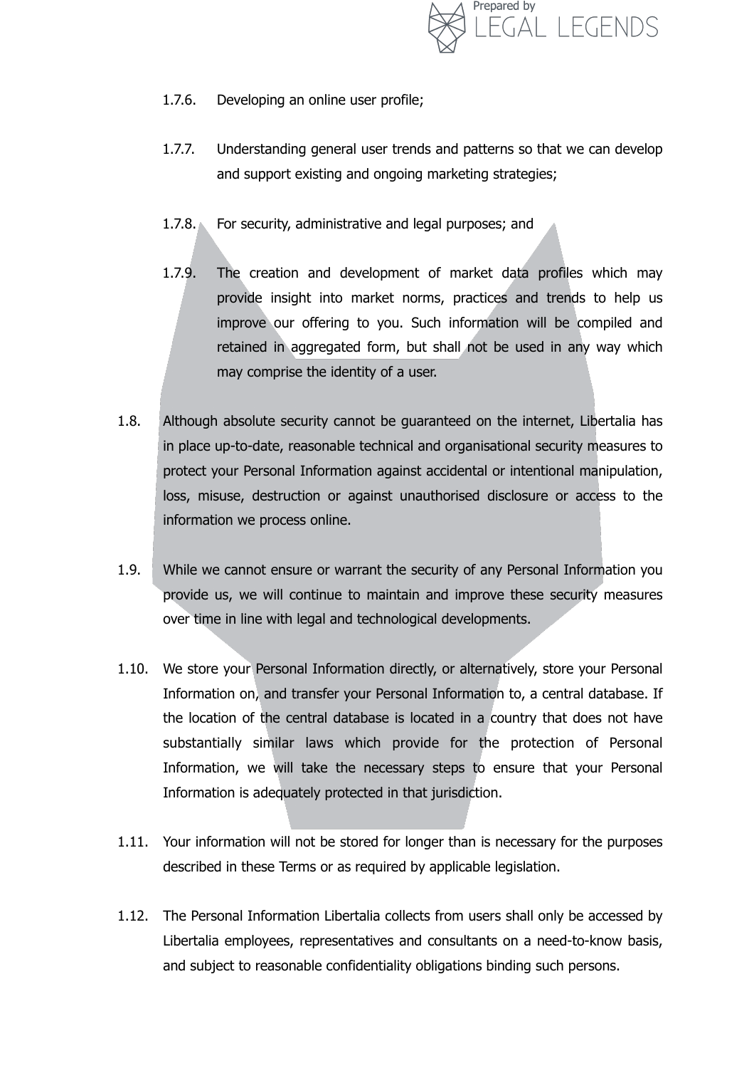1.7.6. Developing an online user profile;

1.7.7. Understanding general user trends and patterns so that we can develop and support existing and ongoing marketing strategies;

1.7.8. For security, administrative and legal purposes; and

1.7.9. The creation and development of market data profiles which may provide insight into market norms, practices and trends to help us improve our offering to you. Such information will be compiled and retained in aggregated form, but shall not be used in any way which may comprise the identity of a user.

1.8. Although absolute security cannot be guaranteed on the internet, Libertalia has in place up-to-date, reasonable technical and organisational security measures to protect your Personal Information against accidental or intentional manipulation, loss, misuse, destruction or against unauthorised disclosure or access to the information we process online.

1.9. While we cannot ensure or warrant the security of any Personal Information you provide us, we will continue to maintain and improve these security measures over time in line with legal and technological developments.

1.10. We store your Personal Information directly, or alternatively, store your Personal Information on, and transfer your Personal Information to, a central database. If the location of the central database is located in a country that does not have substantially similar laws which provide for the protection of Personal Information, we will take the necessary steps to ensure that your Personal Information is adequately protected in that jurisdiction.

1.11. Your information will not be stored for longer than is necessary for the purposes described in these Terms or as required by applicable legislation.

1.12. The Personal Information Libertalia collects from users shall only be accessed by Libertalia employees, representatives and consultants on a need-to-know basis, and subject to reasonable confidentiality obligations binding such persons.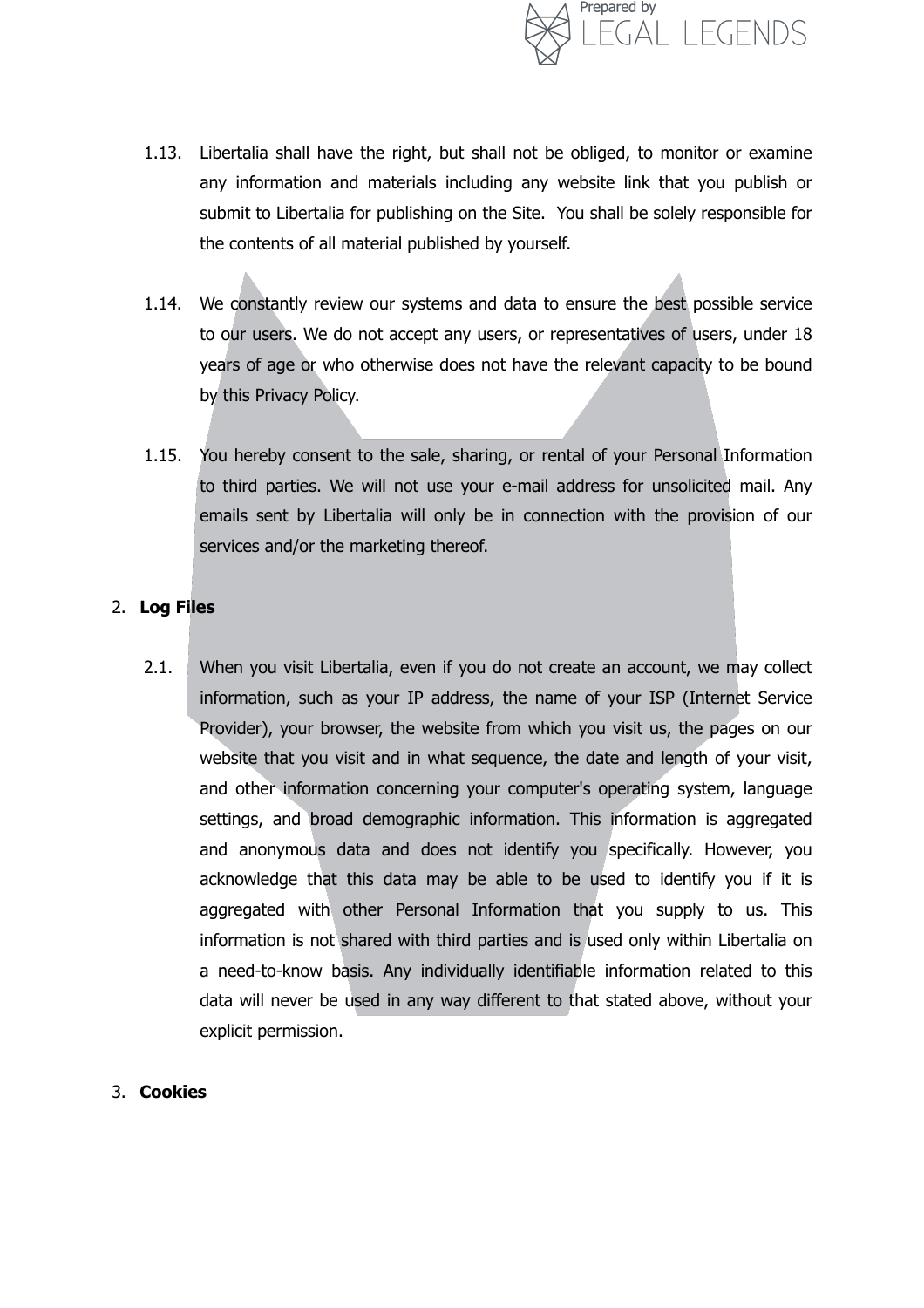1.13. Libertalia shall have the right, but shall not be obliged, to monitor or examine any information and materials including any website link that you publish or submit to Libertalia for publishing on the Site. You shall be solely responsible for the contents of all material published by yourself.

1.14. We constantly review our systems and data to ensure the best possible service to our users. We do not accept any users, or representatives of users, under 18 years of age or who otherwise does not have the relevant capacity to be bound by this Privacy Policy.

1.15. You hereby consent to the sale, sharing, or rental of your Personal Information to third parties. We will not use your e-mail address for unsolicited mail. Any emails sent by Libertalia will only be in connection with the provision of our services and/or the marketing thereof.

2. **Log Files**

2.1. When you visit Libertalia, even if you do not create an account, we may collect information, such as your IP address, the name of your ISP (Internet Service Provider), your browser, the website from which you visit us, the pages on our website that you visit and in what sequence, the date and length of your visit, and other information concerning your computer's operating system, language settings, and broad demographic information. This information is aggregated and anonymous data and does not identify you specifically. However, you acknowledge that this data may be able to be used to identify you if it is aggregated with other Personal Information that you supply to us. This information is not shared with third parties and is used only within Libertalia on a need-to-know basis. Any individually identifiable information related to this data will never be used in any way different to that stated above, without your explicit permission.

3. **Cookies**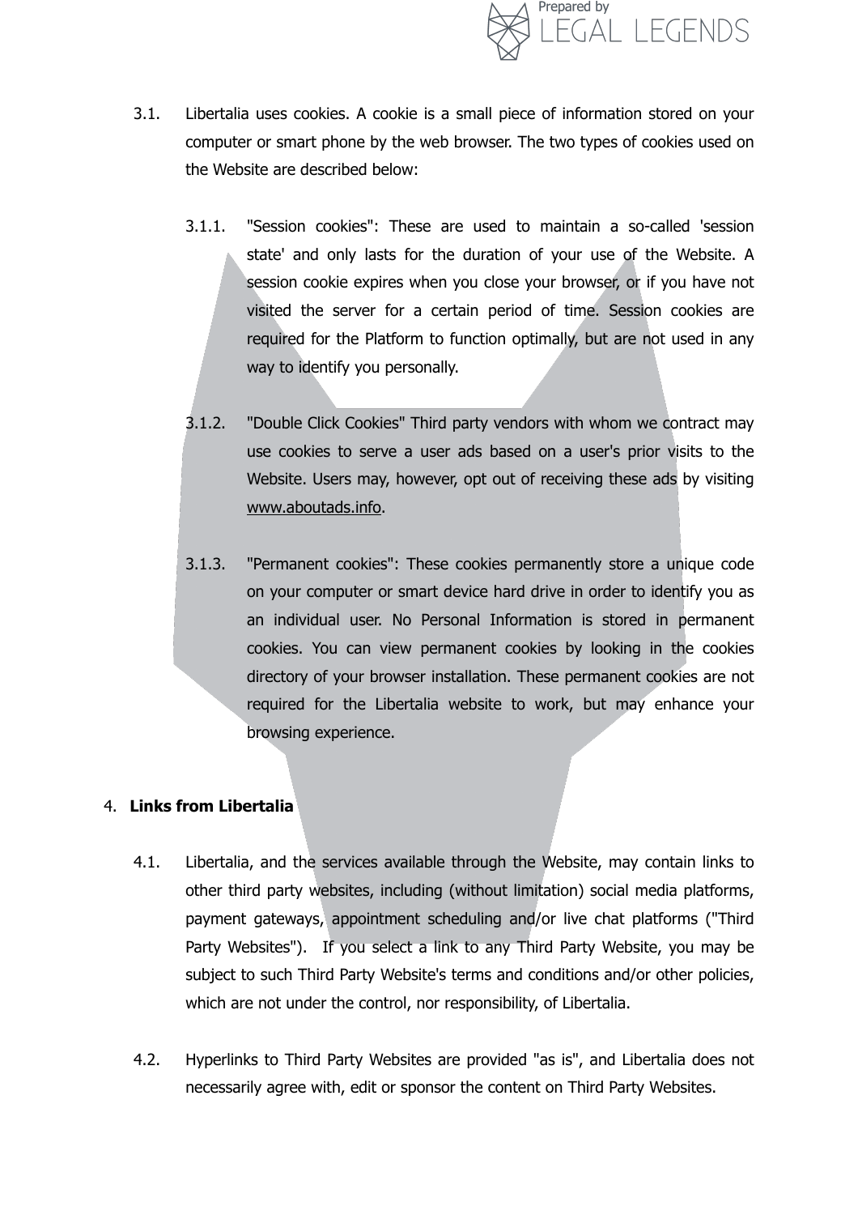3.1. Libertalia uses cookies. A cookie is a small piece of information stored on your computer or smart phone by the web browser. The two types of cookies used on the Website are described below:

3.1.1. "Session cookies": These are used to maintain a so-called 'session state' and only lasts for the duration of your use of the Website. A session cookie expires when you close your browser, or if you have not visited the server for a certain period of time. Session cookies are required for the Platform to function optimally, but are not used in any way to identify you personally.

3.1.2. "Double Click Cookies" Third party vendors with whom we contract may use cookies to serve a user ads based on a user's prior visits to the Website. Users may, however, opt out of receiving these ads by visiting www.aboutads.info.

3.1.3. "Permanent cookies": These cookies permanently store a unique code on your computer or smart device hard drive in order to identify you as an individual user. No Personal Information is stored in permanent cookies. You can view permanent cookies by looking in the cookies directory of your browser installation. These permanent cookies are not required for the Libertalia website to work, but may enhance your browsing experience.

## 4. Links from Libertalia

4.1. Libertalia, and the services available through the Website, may contain links to other third party websites, including (without limitation) social media platforms, payment gateways, appointment scheduling and/or live chat platforms ("Third Party Websites"). If you select a link to any Third Party Website, you may be subject to such Third Party Website's terms and conditions and/or other policies, which are not under the control, nor responsibility, of Libertalia.

4.2. Hyperlinks to Third Party Websites are provided "as is", and Libertalia does not necessarily agree with, edit or sponsor the content on Third Party Websites.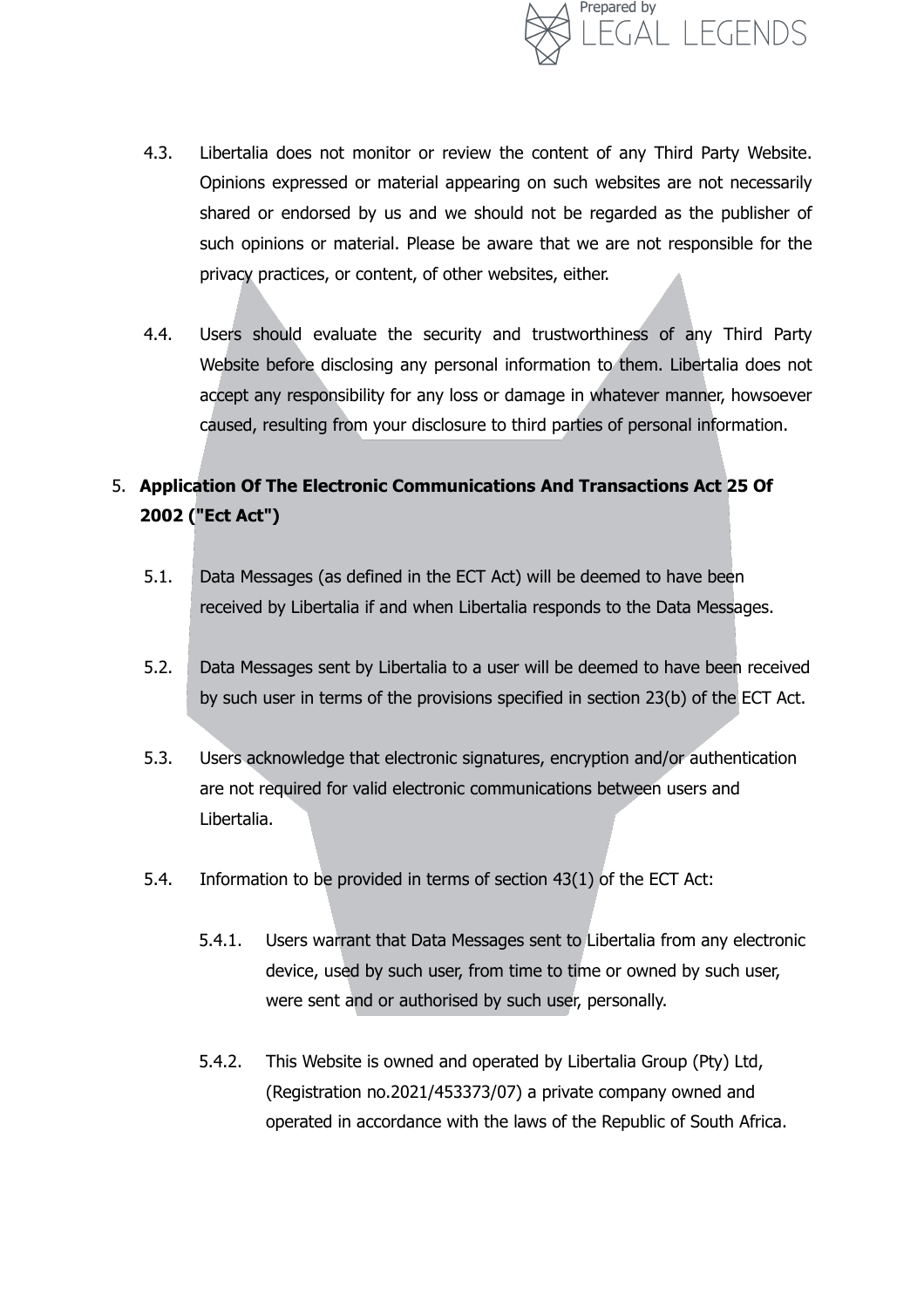4.3. Libertalia does not monitor or review the content of any Third Party Website. Opinions expressed or material appearing on such websites are not necessarily shared or endorsed by us and we should not be regarded as the publisher of such opinions or material. Please be aware that we are not responsible for the privacy practices, or content, of other websites, either.

4.4. Users should evaluate the security and trustworthiness of any Third Party Website before disclosing any personal information to them. Libertalia does not accept any responsibility for any loss or damage in whatever manner, howsoever caused, resulting from your disclosure to third parties of personal information.

5. **Application Of The Electronic Communications And Transactions Act 25 Of 2002 ("Ect Act")**

5.1. Data Messages (as defined in the ECT Act) will be deemed to have been received by Libertalia if and when Libertalia responds to the Data Messages.

5.2. Data Messages sent by Libertalia to a user will be deemed to have been received by such user in terms of the provisions specified in section 23(b) of the ECT Act.

5.3. Users acknowledge that electronic signatures, encryption and/or authentication are not required for valid electronic communications between users and Libertalia.

5.4. Information to be provided in terms of section 43(1) of the ECT Act:

5.4.1. Users warrant that Data Messages sent to Libertalia from any electronic device, used by such user, from time to time or owned by such user, were sent and or authorised by such user, personally.

5.4.2. This Website is owned and operated by Libertalia Group (Pty) Ltd, (Registration no.2021/453373/07) a private company owned and operated in accordance with the laws of the Republic of South Africa.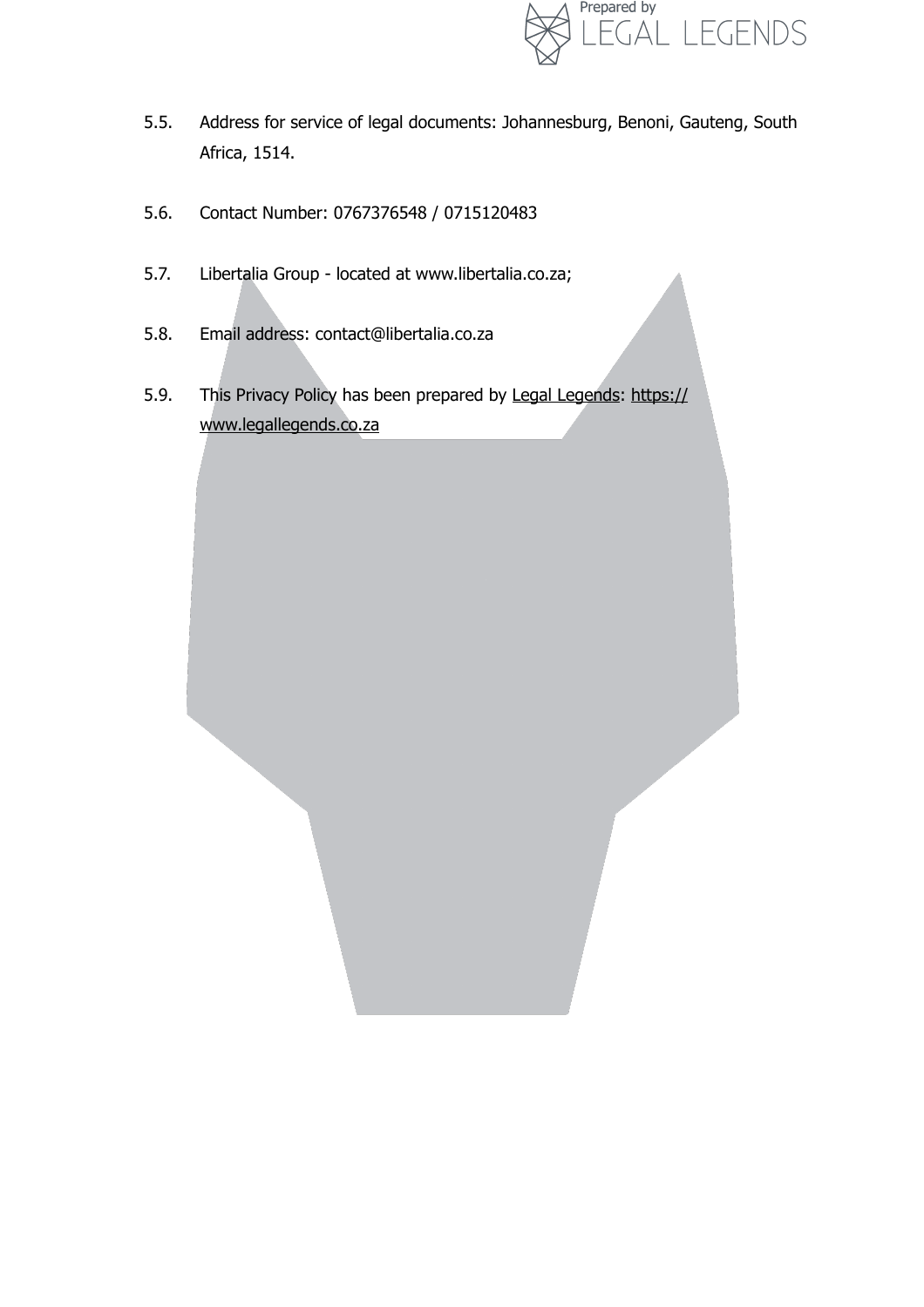5.5. Address for service of legal documents: Johannesburg, Benoni, Gauteng, South Africa, 1514.

5.6. Contact Number: 0767376548 / 0715120483

5.7. Libertalia Group - located at www.libertalia.co.za;

5.8. Email address: contact@libertalia.co.za

5.9. This Privacy Policy has been prepared by [Legal Legends](https://www.legallegends.co.za): [https://www.legallegends.co.za](https://www.legallegends.co.za)